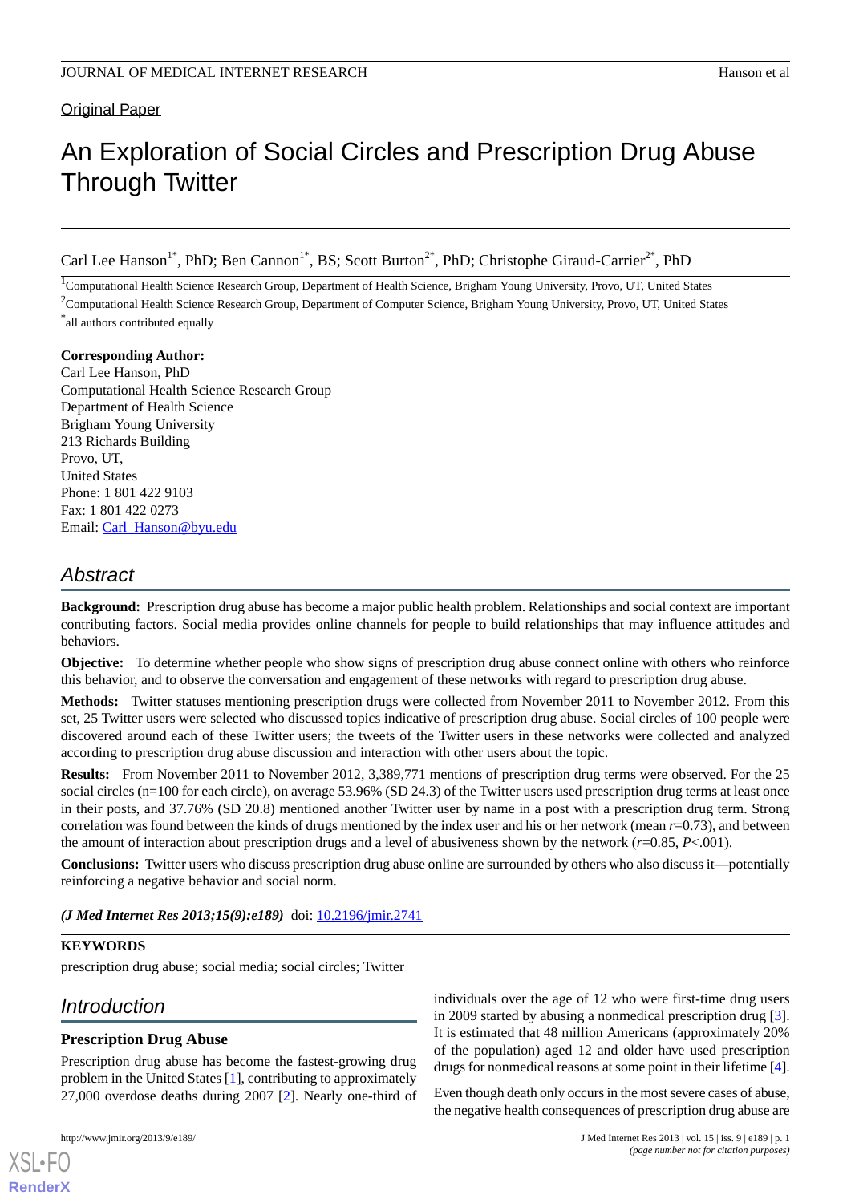Original Paper

# An Exploration of Social Circles and Prescription Drug Abuse Through Twitter

Carl Lee Hanson[1*], PhD; Ben Cannon[1*], BS; Scott Burton[2*], PhD; Christophe Giraud-Carrier[2*], PhD

[1]Computational Health Science Research Group, Department of Health Science, Brigham Young University, Provo, UT, United States

[2]Computational Health Science Research Group, Department of Computer Science, Brigham Young University, Provo, UT, United States

[*]all authors contributed equally

**Corresponding Author:**
Carl Lee Hanson, PhD
Computational Health Science Research Group
Department of Health Science
Brigham Young University
213 Richards Building
Provo, UT,
United States
Phone: 1 801 422 9103
Fax: 1 801 422 0273
Email: Carl_Hanson@byu.edu

## Abstract

**Background:** Prescription drug abuse has become a major public health problem. Relationships and social context are important contributing factors. Social media provides online channels for people to build relationships that may influence attitudes and behaviors.

**Objective:** To determine whether people who show signs of prescription drug abuse connect online with others who reinforce this behavior, and to observe the conversation and engagement of these networks with regard to prescription drug abuse.

**Methods:** Twitter statuses mentioning prescription drugs were collected from November 2011 to November 2012. From this set, 25 Twitter users were selected who discussed topics indicative of prescription drug abuse. Social circles of 100 people were discovered around each of these Twitter users; the tweets of the Twitter users in these networks were collected and analyzed according to prescription drug abuse discussion and interaction with other users about the topic.

**Results:** From November 2011 to November 2012, 3,389,771 mentions of prescription drug terms were observed. For the 25 social circles (n=100 for each circle), on average 53.96% (SD 24.3) of the Twitter users used prescription drug terms at least once in their posts, and 37.76% (SD 20.8) mentioned another Twitter user by name in a post with a prescription drug term. Strong correlation was found between the kinds of drugs mentioned by the index user and his or her network (mean $r$=0.73), and between the amount of interaction about prescription drugs and a level of abusiveness shown by the network ($r$=0.85, $P$<.001).

**Conclusions:** Twitter users who discuss prescription drug abuse online are surrounded by others who also discuss it—potentially reinforcing a negative behavior and social norm.

***(J Med Internet Res 2013;15(9):e189)*** doi: 10.2196/jmir.2741

**KEYWORDS**

prescription drug abuse; social media; social circles; Twitter

## Introduction

### Prescription Drug Abuse

Prescription drug abuse has become the fastest-growing drug problem in the United States [1], contributing to approximately 27,000 overdose deaths during 2007 [2]. Nearly one-third of individuals over the age of 12 who were first-time drug users in 2009 started by abusing a nonmedical prescription drug [3]. It is estimated that 48 million Americans (approximately 20% of the population) aged 12 and older have used prescription drugs for nonmedical reasons at some point in their lifetime [4].

Even though death only occurs in the most severe cases of abuse, the negative health consequences of prescription drug abuse are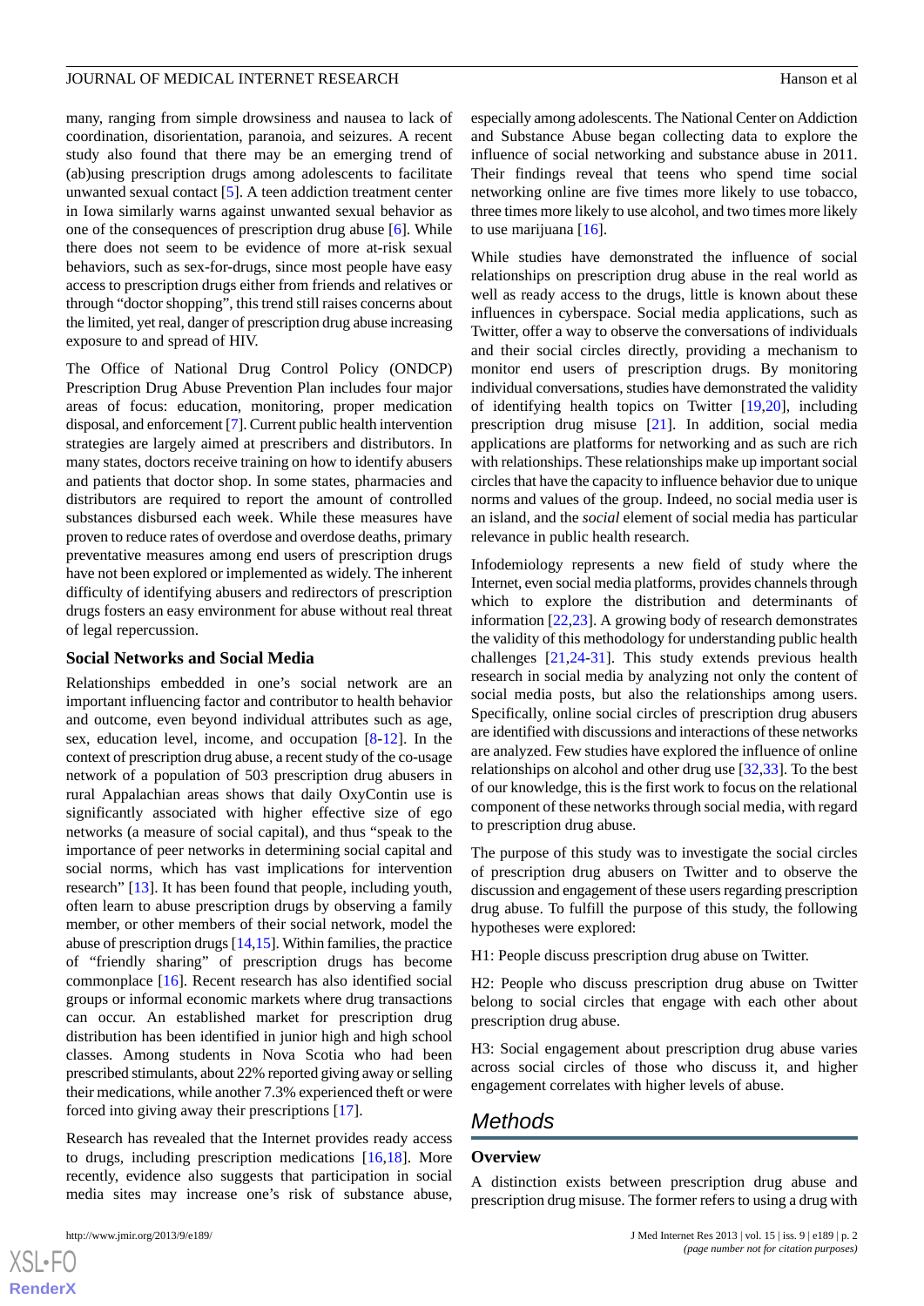many, ranging from simple drowsiness and nausea to lack of coordination, disorientation, paranoia, and seizures. A recent study also found that there may be an emerging trend of (ab)using prescription drugs among adolescents to facilitate unwanted sexual contact [5]. A teen addiction treatment center in Iowa similarly warns against unwanted sexual behavior as one of the consequences of prescription drug abuse [6]. While there does not seem to be evidence of more at-risk sexual behaviors, such as sex-for-drugs, since most people have easy access to prescription drugs either from friends and relatives or through "doctor shopping", this trend still raises concerns about the limited, yet real, danger of prescription drug abuse increasing exposure to and spread of HIV.

The Office of National Drug Control Policy (ONDCP) Prescription Drug Abuse Prevention Plan includes four major areas of focus: education, monitoring, proper medication disposal, and enforcement [7]. Current public health intervention strategies are largely aimed at prescribers and distributors. In many states, doctors receive training on how to identify abusers and patients that doctor shop. In some states, pharmacies and distributors are required to report the amount of controlled substances disbursed each week. While these measures have proven to reduce rates of overdose and overdose deaths, primary preventative measures among end users of prescription drugs have not been explored or implemented as widely. The inherent difficulty of identifying abusers and redirectors of prescription drugs fosters an easy environment for abuse without real threat of legal repercussion.

### Social Networks and Social Media

Relationships embedded in one's social network are an important influencing factor and contributor to health behavior and outcome, even beyond individual attributes such as age, sex, education level, income, and occupation [8-12]. In the context of prescription drug abuse, a recent study of the co-usage network of a population of 503 prescription drug abusers in rural Appalachian areas shows that daily OxyContin use is significantly associated with higher effective size of ego networks (a measure of social capital), and thus "speak to the importance of peer networks in determining social capital and social norms, which has vast implications for intervention research" [13]. It has been found that people, including youth, often learn to abuse prescription drugs by observing a family member, or other members of their social network, model the abuse of prescription drugs [14,15]. Within families, the practice of "friendly sharing" of prescription drugs has become commonplace [16]. Recent research has also identified social groups or informal economic markets where drug transactions can occur. An established market for prescription drug distribution has been identified in junior high and high school classes. Among students in Nova Scotia who had been prescribed stimulants, about 22% reported giving away or selling their medications, while another 7.3% experienced theft or were forced into giving away their prescriptions [17].

Research has revealed that the Internet provides ready access to drugs, including prescription medications [16,18]. More recently, evidence also suggests that participation in social media sites may increase one's risk of substance abuse, especially among adolescents. The National Center on Addiction and Substance Abuse began collecting data to explore the influence of social networking and substance abuse in 2011. Their findings reveal that teens who spend time social networking online are five times more likely to use tobacco, three times more likely to use alcohol, and two times more likely to use marijuana [16].

While studies have demonstrated the influence of social relationships on prescription drug abuse in the real world as well as ready access to the drugs, little is known about these influences in cyberspace. Social media applications, such as Twitter, offer a way to observe the conversations of individuals and their social circles directly, providing a mechanism to monitor end users of prescription drugs. By monitoring individual conversations, studies have demonstrated the validity of identifying health topics on Twitter [19,20], including prescription drug misuse [21]. In addition, social media applications are platforms for networking and as such are rich with relationships. These relationships make up important social circles that have the capacity to influence behavior due to unique norms and values of the group. Indeed, no social media user is an island, and the *social* element of social media has particular relevance in public health research.

Infodemiology represents a new field of study where the Internet, even social media platforms, provides channels through which to explore the distribution and determinants of information [22,23]. A growing body of research demonstrates the validity of this methodology for understanding public health challenges [21,24-31]. This study extends previous health research in social media by analyzing not only the content of social media posts, but also the relationships among users. Specifically, online social circles of prescription drug abusers are identified with discussions and interactions of these networks are analyzed. Few studies have explored the influence of online relationships on alcohol and other drug use [32,33]. To the best of our knowledge, this is the first work to focus on the relational component of these networks through social media, with regard to prescription drug abuse.

The purpose of this study was to investigate the social circles of prescription drug abusers on Twitter and to observe the discussion and engagement of these users regarding prescription drug abuse. To fulfill the purpose of this study, the following hypotheses were explored:

H1: People discuss prescription drug abuse on Twitter.

H2: People who discuss prescription drug abuse on Twitter belong to social circles that engage with each other about prescription drug abuse.

H3: Social engagement about prescription drug abuse varies across social circles of those who discuss it, and higher engagement correlates with higher levels of abuse.

## Methods

### Overview

A distinction exists between prescription drug abuse and prescription drug misuse. The former refers to using a drug with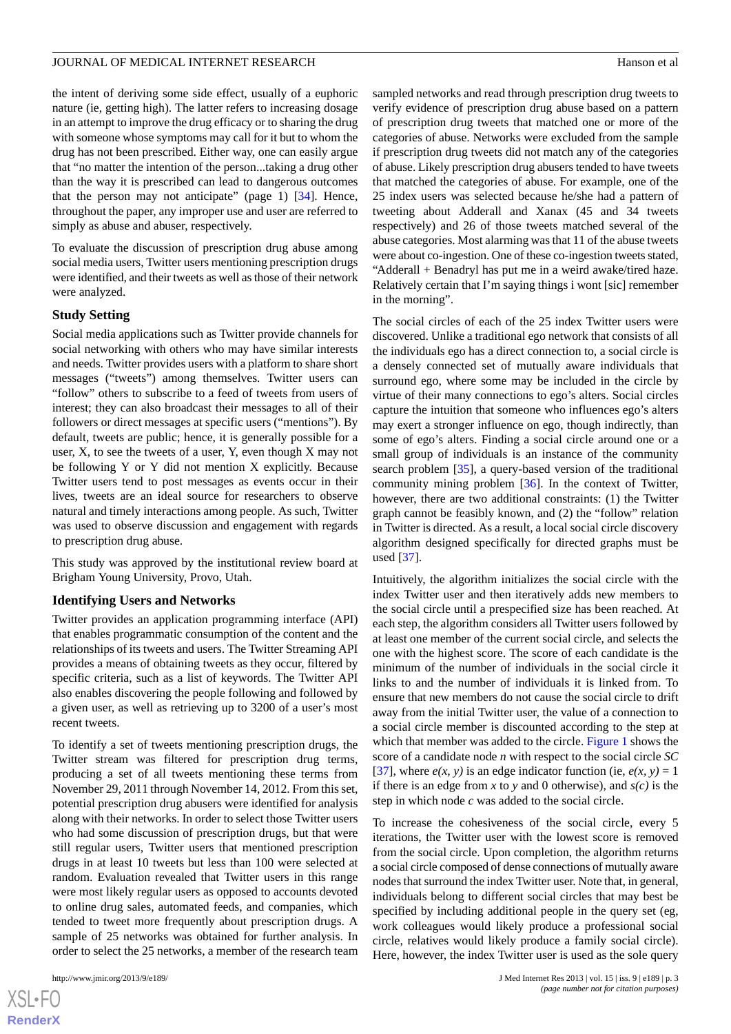the intent of deriving some side effect, usually of a euphoric nature (ie, getting high). The latter refers to increasing dosage in an attempt to improve the drug efficacy or to sharing the drug with someone whose symptoms may call for it but to whom the drug has not been prescribed. Either way, one can easily argue that "no matter the intention of the person...taking a drug other than the way it is prescribed can lead to dangerous outcomes that the person may not anticipate" (page 1) [34]. Hence, throughout the paper, any improper use and user are referred to simply as abuse and abuser, respectively.

To evaluate the discussion of prescription drug abuse among social media users, Twitter users mentioning prescription drugs were identified, and their tweets as well as those of their network were analyzed.

### Study Setting

Social media applications such as Twitter provide channels for social networking with others who may have similar interests and needs. Twitter provides users with a platform to share short messages ("tweets") among themselves. Twitter users can "follow" others to subscribe to a feed of tweets from users of interest; they can also broadcast their messages to all of their followers or direct messages at specific users ("mentions"). By default, tweets are public; hence, it is generally possible for a user, X, to see the tweets of a user, Y, even though X may not be following Y or Y did not mention X explicitly. Because Twitter users tend to post messages as events occur in their lives, tweets are an ideal source for researchers to observe natural and timely interactions among people. As such, Twitter was used to observe discussion and engagement with regards to prescription drug abuse.

This study was approved by the institutional review board at Brigham Young University, Provo, Utah.

### Identifying Users and Networks

Twitter provides an application programming interface (API) that enables programmatic consumption of the content and the relationships of its tweets and users. The Twitter Streaming API provides a means of obtaining tweets as they occur, filtered by specific criteria, such as a list of keywords. The Twitter API also enables discovering the people following and followed by a given user, as well as retrieving up to 3200 of a user's most recent tweets.

To identify a set of tweets mentioning prescription drugs, the Twitter stream was filtered for prescription drug terms, producing a set of all tweets mentioning these terms from November 29, 2011 through November 14, 2012. From this set, potential prescription drug abusers were identified for analysis along with their networks. In order to select those Twitter users who had some discussion of prescription drugs, but that were still regular users, Twitter users that mentioned prescription drugs in at least 10 tweets but less than 100 were selected at random. Evaluation revealed that Twitter users in this range were most likely regular users as opposed to accounts devoted to online drug sales, automated feeds, and companies, which tended to tweet more frequently about prescription drugs. A sample of 25 networks was obtained for further analysis. In order to select the 25 networks, a member of the research team sampled networks and read through prescription drug tweets to verify evidence of prescription drug abuse based on a pattern of prescription drug tweets that matched one or more of the categories of abuse. Networks were excluded from the sample if prescription drug tweets did not match any of the categories of abuse. Likely prescription drug abusers tended to have tweets that matched the categories of abuse. For example, one of the 25 index users was selected because he/she had a pattern of tweeting about Adderall and Xanax (45 and 34 tweets respectively) and 26 of those tweets matched several of the abuse categories. Most alarming was that 11 of the abuse tweets were about co-ingestion. One of these co-ingestion tweets stated, "Adderall + Benadryl has put me in a weird awake/tired haze. Relatively certain that I'm saying things i wont [sic] remember in the morning".

The social circles of each of the 25 index Twitter users were discovered. Unlike a traditional ego network that consists of all the individuals ego has a direct connection to, a social circle is a densely connected set of mutually aware individuals that surround ego, where some may be included in the circle by virtue of their many connections to ego's alters. Social circles capture the intuition that someone who influences ego's alters may exert a stronger influence on ego, though indirectly, than some of ego's alters. Finding a social circle around one or a small group of individuals is an instance of the community search problem [35], a query-based version of the traditional community mining problem [36]. In the context of Twitter, however, there are two additional constraints: (1) the Twitter graph cannot be feasibly known, and (2) the "follow" relation in Twitter is directed. As a result, a local social circle discovery algorithm designed specifically for directed graphs must be used [37].

Intuitively, the algorithm initializes the social circle with the index Twitter user and then iteratively adds new members to the social circle until a prespecified size has been reached. At each step, the algorithm considers all Twitter users followed by at least one member of the current social circle, and selects the one with the highest score. The score of each candidate is the minimum of the number of individuals in the social circle it links to and the number of individuals it is linked from. To ensure that new members do not cause the social circle to drift away from the initial Twitter user, the value of a connection to a social circle member is discounted according to the step at which that member was added to the circle. Figure 1 shows the score of a candidate node $n$ with respect to the social circle $SC$ [37], where $e(x, y)$ is an edge indicator function (ie, $e(x, y) = 1$ if there is an edge from $x$ to $y$ and 0 otherwise), and $s(c)$ is the step in which node $c$ was added to the social circle.

To increase the cohesiveness of the social circle, every 5 iterations, the Twitter user with the lowest score is removed from the social circle. Upon completion, the algorithm returns a social circle composed of dense connections of mutually aware nodes that surround the index Twitter user. Note that, in general, individuals belong to different social circles that may best be specified by including additional people in the query set (eg, work colleagues would likely produce a professional social circle, relatives would likely produce a family social circle). Here, however, the index Twitter user is used as the sole query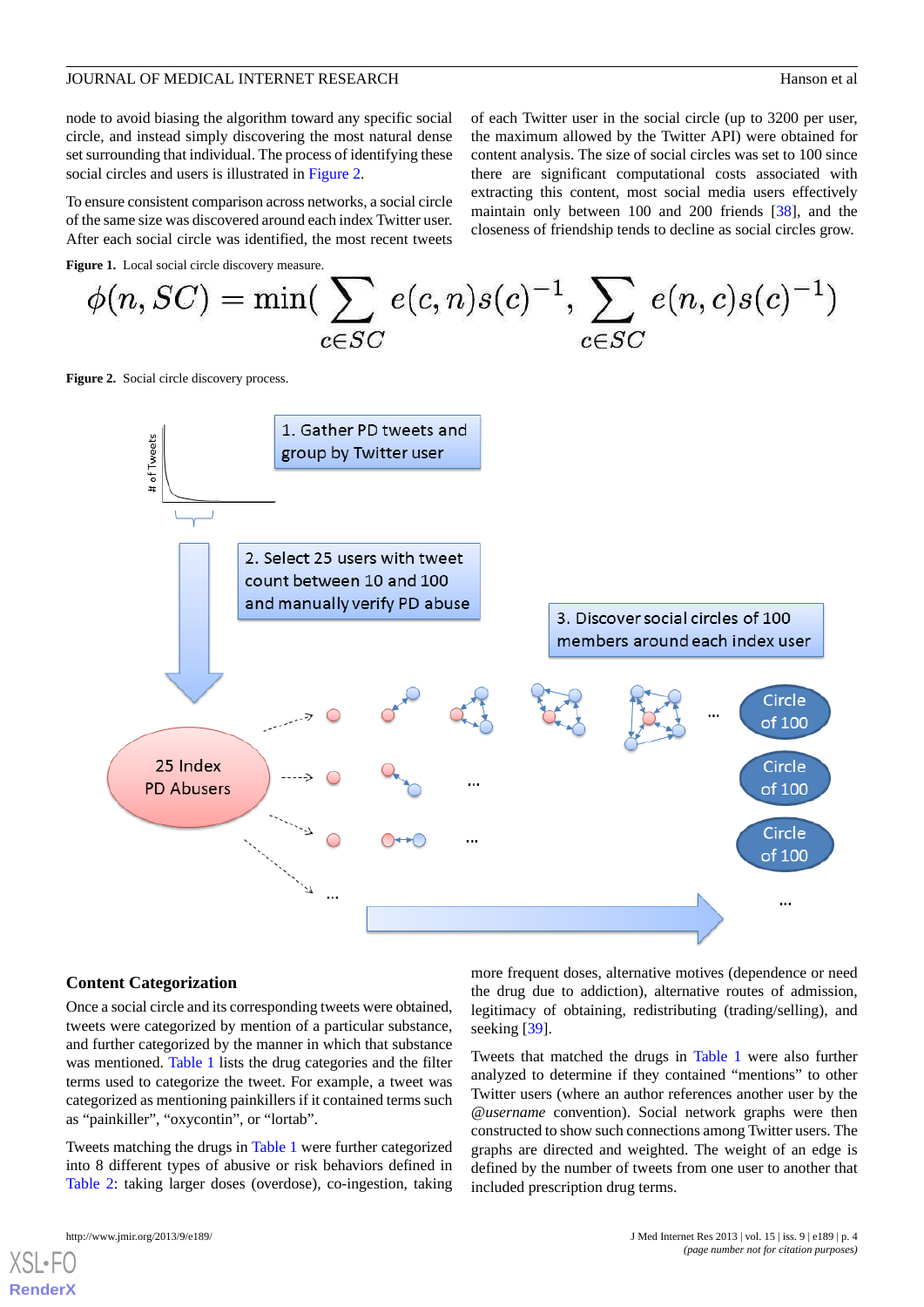node to avoid biasing the algorithm toward any specific social circle, and instead simply discovering the most natural dense set surrounding that individual. The process of identifying these social circles and users is illustrated in Figure 2.

To ensure consistent comparison across networks, a social circle of the same size was discovered around each index Twitter user. After each social circle was identified, the most recent tweets of each Twitter user in the social circle (up to 3200 per user, the maximum allowed by the Twitter API) were obtained for content analysis. The size of social circles was set to 100 since there are significant computational costs associated with extracting this content, most social media users effectively maintain only between 100 and 200 friends [38], and the closeness of friendship tends to decline as social circles grow.

**Figure 1.** Local social circle discovery measure.

$$\phi(n, SC) = \min\left(\sum_{c \in SC} e(c, n)s(c)^{-1}, \sum_{c \in SC} e(n, c)s(c)^{-1}\right)$$

**Figure 2.** Social circle discovery process.

### Content Categorization

Once a social circle and its corresponding tweets were obtained, tweets were categorized by mention of a particular substance, and further categorized by the manner in which that substance was mentioned. Table 1 lists the drug categories and the filter terms used to categorize the tweet. For example, a tweet was categorized as mentioning painkillers if it contained terms such as "painkiller", "oxycontin", or "lortab".

Tweets matching the drugs in Table 1 were further categorized into 8 different types of abusive or risk behaviors defined in Table 2: taking larger doses (overdose), co-ingestion, taking more frequent doses, alternative motives (dependence or need the drug due to addiction), alternative routes of admission, legitimacy of obtaining, redistributing (trading/selling), and seeking [39].

Tweets that matched the drugs in Table 1 were also further analyzed to determine if they contained "mentions" to other Twitter users (where an author references another user by the *@username* convention). Social network graphs were then constructed to show such connections among Twitter users. The graphs are directed and weighted. The weight of an edge is defined by the number of tweets from one user to another that included prescription drug terms.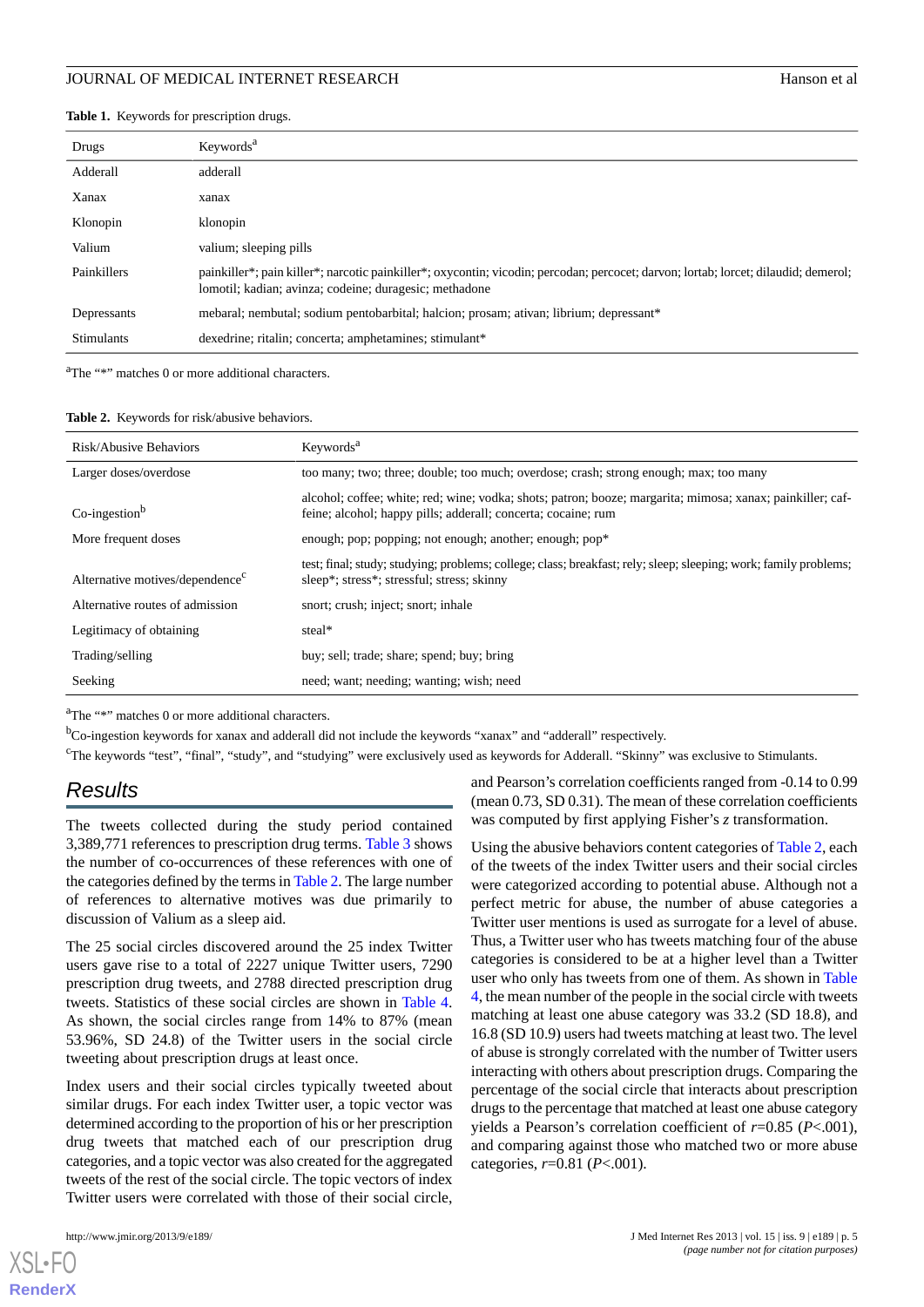**Table 1.** Keywords for prescription drugs.

| Drugs | Keywords[a] |
|---|---|
| Adderall | adderall |
| Xanax | xanax |
| Klonopin | klonopin |
| Valium | valium; sleeping pills |
| Painkillers | painkiller*; pain killer*; narcotic painkiller*; oxycontin; vicodin; percodan; percocet; darvon; lortab; lorcet; dilaudid; demerol; lomotil; kadian; avinza; codeine; duragesic; methadone |
| Depressants | mebaral; nembutal; sodium pentobarbital; halcion; prosam; ativan; librium; depressant* |
| Stimulants | dexedrine; ritalin; concerta; amphetamines; stimulant* |

[a]The "*" matches 0 or more additional characters.

**Table 2.** Keywords for risk/abusive behaviors.

| Risk/Abusive Behaviors | Keywords[a] |
|---|---|
| Larger doses/overdose | too many; two; three; double; too much; overdose; crash; strong enough; max; too many |
| Co-ingestion[b] | alcohol; coffee; white; red; wine; vodka; shots; patron; booze; margarita; mimosa; xanax; painkiller; caffeine; alcohol; happy pills; adderall; concerta; cocaine; rum |
| More frequent doses | enough; pop; popping; not enough; another; enough; pop* |
| Alternative motives/dependence[c] | test; final; study; studying; problems; college; class; breakfast; rely; sleep; sleeping; work; family problems; sleep*; stress*; stressful; stress; skinny |
| Alternative routes of admission | snort; crush; inject; snort; inhale |
| Legitimacy of obtaining | steal* |
| Trading/selling | buy; sell; trade; share; spend; buy; bring |
| Seeking | need; want; needing; wanting; wish; need |

[a]The "*" matches 0 or more additional characters.

[b]Co-ingestion keywords for xanax and adderall did not include the keywords "xanax" and "adderall" respectively.

[c]The keywords "test", "final", "study", and "studying" were exclusively used as keywords for Adderall. "Skinny" was exclusive to Stimulants.

## Results

The tweets collected during the study period contained 3,389,771 references to prescription drug terms. Table 3 shows the number of co-occurrences of these references with one of the categories defined by the terms in Table 2. The large number of references to alternative motives was due primarily to discussion of Valium as a sleep aid.

The 25 social circles discovered around the 25 index Twitter users gave rise to a total of 2227 unique Twitter users, 7290 prescription drug tweets, and 2788 directed prescription drug tweets. Statistics of these social circles are shown in Table 4. As shown, the social circles range from 14% to 87% (mean 53.96%, SD 24.8) of the Twitter users in the social circle tweeting about prescription drugs at least once.

Index users and their social circles typically tweeted about similar drugs. For each index Twitter user, a topic vector was determined according to the proportion of his or her prescription drug tweets that matched each of our prescription drug categories, and a topic vector was also created for the aggregated tweets of the rest of the social circle. The topic vectors of index Twitter users were correlated with those of their social circle, and Pearson's correlation coefficients ranged from -0.14 to 0.99 (mean 0.73, SD 0.31). The mean of these correlation coefficients was computed by first applying Fisher's $z$ transformation.

Using the abusive behaviors content categories of Table 2, each of the tweets of the index Twitter users and their social circles were categorized according to potential abuse. Although not a perfect metric for abuse, the number of abuse categories a Twitter user mentions is used as surrogate for a level of abuse. Thus, a Twitter user who has tweets matching four of the abuse categories is considered to be at a higher level than a Twitter user who only has tweets from one of them. As shown in Table 4, the mean number of the people in the social circle with tweets matching at least one abuse category was 33.2 (SD 18.8), and 16.8 (SD 10.9) users had tweets matching at least two. The level of abuse is strongly correlated with the number of Twitter users interacting with others about prescription drugs. Comparing the percentage of the social circle that interacts about prescription drugs to the percentage that matched at least one abuse category yields a Pearson's correlation coefficient of $r$=0.85 ($P$<.001), and comparing against those who matched two or more abuse categories, $r$=0.81 ($P$<.001).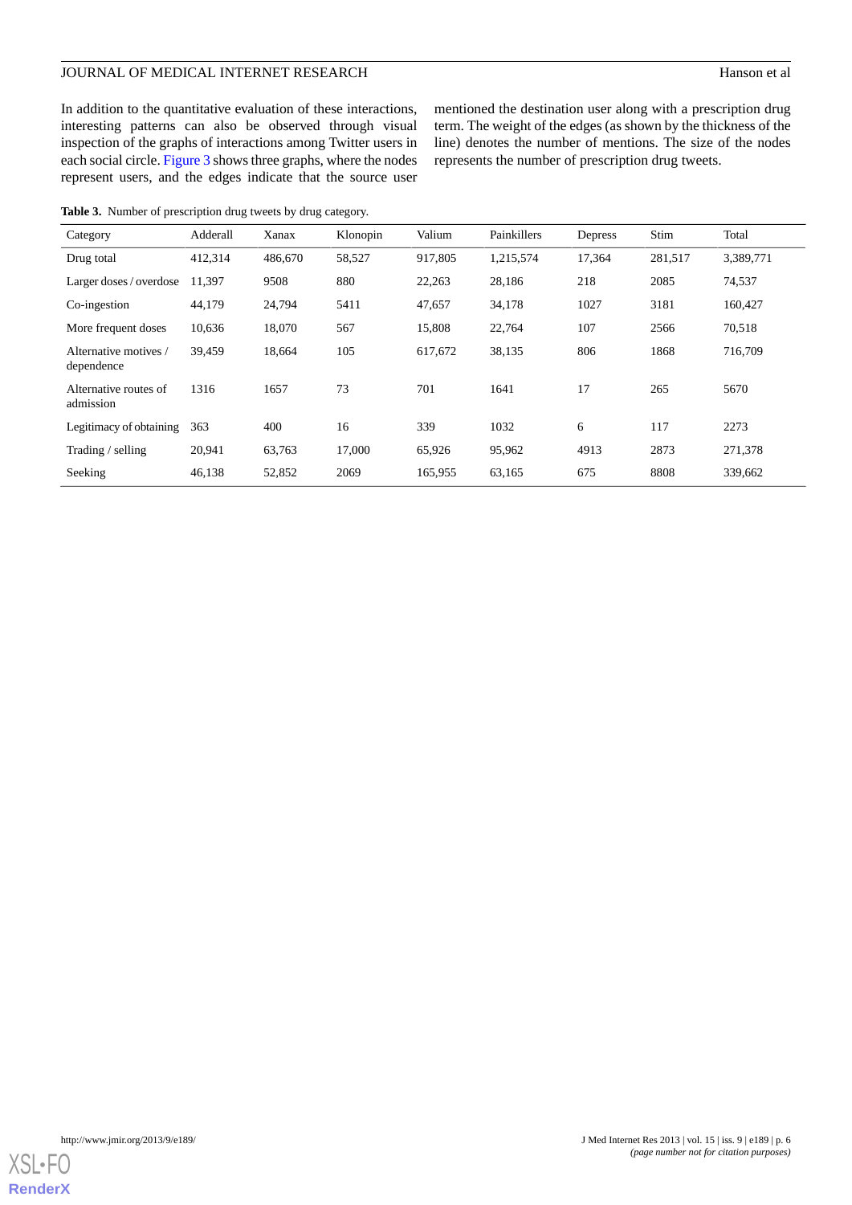In addition to the quantitative evaluation of these interactions, interesting patterns can also be observed through visual inspection of the graphs of interactions among Twitter users in each social circle. Figure 3 shows three graphs, where the nodes represent users, and the edges indicate that the source user mentioned the destination user along with a prescription drug term. The weight of the edges (as shown by the thickness of the line) denotes the number of mentions. The size of the nodes represents the number of prescription drug tweets.

**Table 3.** Number of prescription drug tweets by drug category.

| Category | Adderall | Xanax | Klonopin | Valium | Painkillers | Depress | Stim | Total |
|---|---|---|---|---|---|---|---|---|
| Drug total | 412,314 | 486,670 | 58,527 | 917,805 | 1,215,574 | 17,364 | 281,517 | 3,389,771 |
| Larger doses / overdose | 11,397 | 9508 | 880 | 22,263 | 28,186 | 218 | 2085 | 74,537 |
| Co-ingestion | 44,179 | 24,794 | 5411 | 47,657 | 34,178 | 1027 | 3181 | 160,427 |
| More frequent doses | 10,636 | 18,070 | 567 | 15,808 | 22,764 | 107 | 2566 | 70,518 |
| Alternative motives / dependence | 39,459 | 18,664 | 105 | 617,672 | 38,135 | 806 | 1868 | 716,709 |
| Alternative routes of admission | 1316 | 1657 | 73 | 701 | 1641 | 17 | 265 | 5670 |
| Legitimacy of obtaining | 363 | 400 | 16 | 339 | 1032 | 6 | 117 | 2273 |
| Trading / selling | 20,941 | 63,763 | 17,000 | 65,926 | 95,962 | 4913 | 2873 | 271,378 |
| Seeking | 46,138 | 52,852 | 2069 | 165,955 | 63,165 | 675 | 8808 | 339,662 |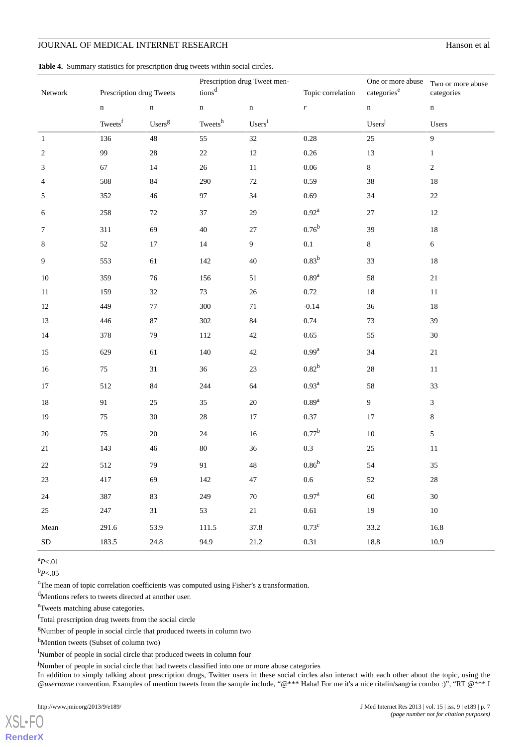**Table 4.** Summary statistics for prescription drug tweets within social circles.

| Network | Prescription drug Tweets | | Prescription drug Tweet mentions[d] | | Topic correlation | One or more abuse categories[e] | Two or more abuse categories |
|---|---|---|---|---|---|---|---|
| | n | n | n | n | *r* | n | n |
| | Tweets[f] | Users[g] | Tweets[h] | Users[i] | | Users[j] | Users |
| 1 | 136 | 48 | 55 | 32 | 0.28 | 25 | 9 |
| 2 | 99 | 28 | 22 | 12 | 0.26 | 13 | 1 |
| 3 | 67 | 14 | 26 | 11 | 0.06 | 8 | 2 |
| 4 | 508 | 84 | 290 | 72 | 0.59 | 38 | 18 |
| 5 | 352 | 46 | 97 | 34 | 0.69 | 34 | 22 |
| 6 | 258 | 72 | 37 | 29 | 0.92[a] | 27 | 12 |
| 7 | 311 | 69 | 40 | 27 | 0.76[b] | 39 | 18 |
| 8 | 52 | 17 | 14 | 9 | 0.1 | 8 | 6 |
| 9 | 553 | 61 | 142 | 40 | 0.83[b] | 33 | 18 |
| 10 | 359 | 76 | 156 | 51 | 0.89[a] | 58 | 21 |
| 11 | 159 | 32 | 73 | 26 | 0.72 | 18 | 11 |
| 12 | 449 | 77 | 300 | 71 | -0.14 | 36 | 18 |
| 13 | 446 | 87 | 302 | 84 | 0.74 | 73 | 39 |
| 14 | 378 | 79 | 112 | 42 | 0.65 | 55 | 30 |
| 15 | 629 | 61 | 140 | 42 | 0.99[a] | 34 | 21 |
| 16 | 75 | 31 | 36 | 23 | 0.82[b] | 28 | 11 |
| 17 | 512 | 84 | 244 | 64 | 0.93[a] | 58 | 33 |
| 18 | 91 | 25 | 35 | 20 | 0.89[a] | 9 | 3 |
| 19 | 75 | 30 | 28 | 17 | 0.37 | 17 | 8 |
| 20 | 75 | 20 | 24 | 16 | 0.77[b] | 10 | 5 |
| 21 | 143 | 46 | 80 | 36 | 0.3 | 25 | 11 |
| 22 | 512 | 79 | 91 | 48 | 0.86[b] | 54 | 35 |
| 23 | 417 | 69 | 142 | 47 | 0.6 | 52 | 28 |
| 24 | 387 | 83 | 249 | 70 | 0.97[a] | 60 | 30 |
| 25 | 247 | 31 | 53 | 21 | 0.61 | 19 | 10 |
| Mean | 291.6 | 53.9 | 111.5 | 37.8 | 0.73[c] | 33.2 | 16.8 |
| SD | 183.5 | 24.8 | 94.9 | 21.2 | 0.31 | 18.8 | 10.9 |

[a]$P<.01$

[b]$P<.05$

[c]The mean of topic correlation coefficients was computed using Fisher's z transformation.

[d]Mentions refers to tweets directed at another user.

[e]Tweets matching abuse categories.

[f]Total prescription drug tweets from the social circle

[g]Number of people in social circle that produced tweets in column two

[h]Mention tweets (Subset of column two)

[i]Number of people in social circle that produced tweets in column four

[j]Number of people in social circle that had tweets classified into one or more abuse categories

In addition to simply talking about prescription drugs, Twitter users in these social circles also interact with each other about the topic, using the *@username* convention. Examples of mention tweets from the sample include, "@*** Haha! For me it's a nice ritalin/sangria combo :)", "RT @*** I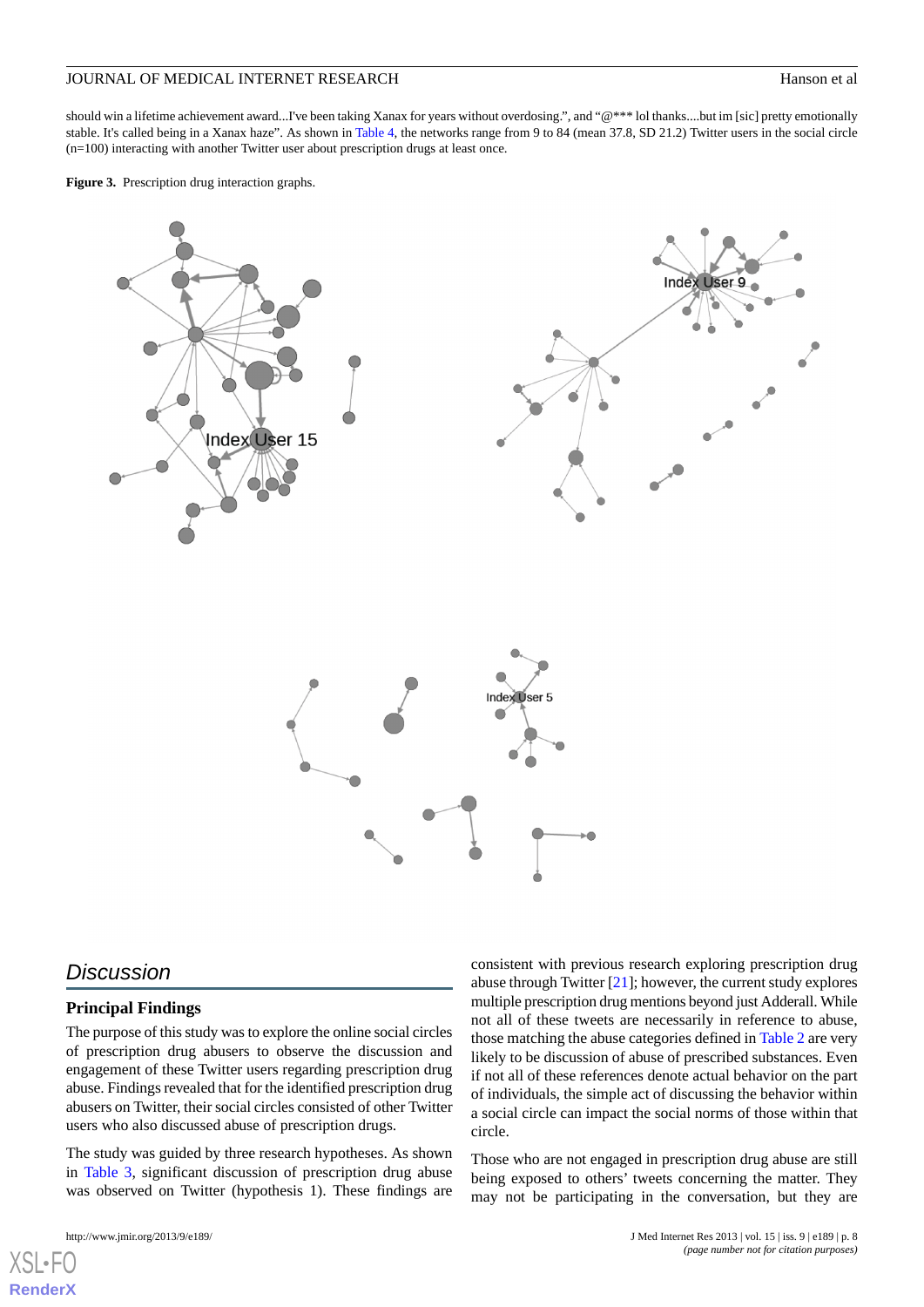should win a lifetime achievement award...I've been taking Xanax for years without overdosing.", and "@*** lol thanks....but im [sic] pretty emotionally stable. It's called being in a Xanax haze". As shown in Table 4, the networks range from 9 to 84 (mean 37.8, SD 21.2) Twitter users in the social circle (n=100) interacting with another Twitter user about prescription drugs at least once.

**Figure 3.** Prescription drug interaction graphs.

## Discussion

### Principal Findings

The purpose of this study was to explore the online social circles of prescription drug abusers to observe the discussion and engagement of these Twitter users regarding prescription drug abuse. Findings revealed that for the identified prescription drug abusers on Twitter, their social circles consisted of other Twitter users who also discussed abuse of prescription drugs.

The study was guided by three research hypotheses. As shown in Table 3, significant discussion of prescription drug abuse was observed on Twitter (hypothesis 1). These findings are consistent with previous research exploring prescription drug abuse through Twitter [21]; however, the current study explores multiple prescription drug mentions beyond just Adderall. While not all of these tweets are necessarily in reference to abuse, those matching the abuse categories defined in Table 2 are very likely to be discussion of abuse of prescribed substances. Even if not all of these references denote actual behavior on the part of individuals, the simple act of discussing the behavior within a social circle can impact the social norms of those within that circle.

Those who are not engaged in prescription drug abuse are still being exposed to others' tweets concerning the matter. They may not be participating in the conversation, but they are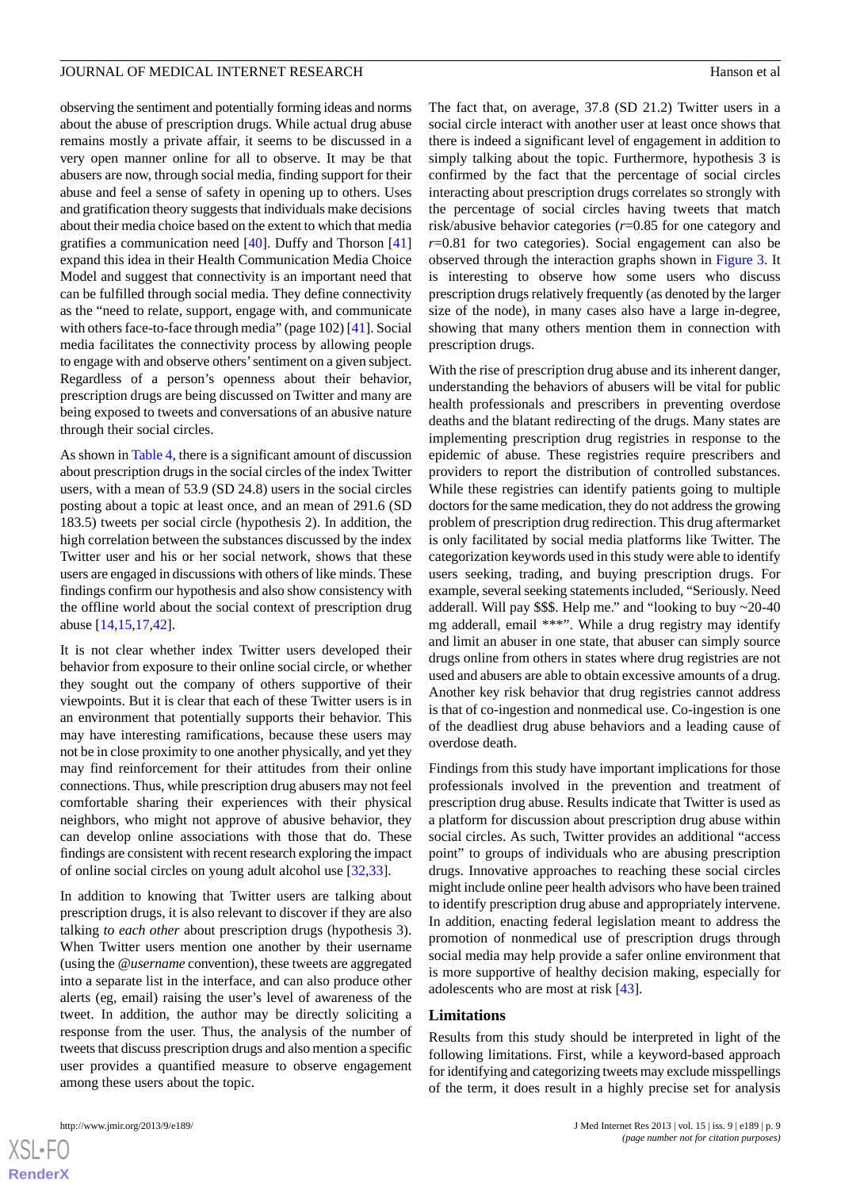observing the sentiment and potentially forming ideas and norms about the abuse of prescription drugs. While actual drug abuse remains mostly a private affair, it seems to be discussed in a very open manner online for all to observe. It may be that abusers are now, through social media, finding support for their abuse and feel a sense of safety in opening up to others. Uses and gratification theory suggests that individuals make decisions about their media choice based on the extent to which that media gratifies a communication need [40]. Duffy and Thorson [41] expand this idea in their Health Communication Media Choice Model and suggest that connectivity is an important need that can be fulfilled through social media. They define connectivity as the "need to relate, support, engage with, and communicate with others face-to-face through media" (page 102) [41]. Social media facilitates the connectivity process by allowing people to engage with and observe others' sentiment on a given subject. Regardless of a person's openness about their behavior, prescription drugs are being discussed on Twitter and many are being exposed to tweets and conversations of an abusive nature through their social circles.

As shown in Table 4, there is a significant amount of discussion about prescription drugs in the social circles of the index Twitter users, with a mean of 53.9 (SD 24.8) users in the social circles posting about a topic at least once, and an mean of 291.6 (SD 183.5) tweets per social circle (hypothesis 2). In addition, the high correlation between the substances discussed by the index Twitter user and his or her social network, shows that these users are engaged in discussions with others of like minds. These findings confirm our hypothesis and also show consistency with the offline world about the social context of prescription drug abuse [14,15,17,42].

It is not clear whether index Twitter users developed their behavior from exposure to their online social circle, or whether they sought out the company of others supportive of their viewpoints. But it is clear that each of these Twitter users is in an environment that potentially supports their behavior. This may have interesting ramifications, because these users may not be in close proximity to one another physically, and yet they may find reinforcement for their attitudes from their online connections. Thus, while prescription drug abusers may not feel comfortable sharing their experiences with their physical neighbors, who might not approve of abusive behavior, they can develop online associations with those that do. These findings are consistent with recent research exploring the impact of online social circles on young adult alcohol use [32,33].

In addition to knowing that Twitter users are talking about prescription drugs, it is also relevant to discover if they are also talking *to each other* about prescription drugs (hypothesis 3). When Twitter users mention one another by their username (using the *@username* convention), these tweets are aggregated into a separate list in the interface, and can also produce other alerts (eg, email) raising the user's level of awareness of the tweet. In addition, the author may be directly soliciting a response from the user. Thus, the analysis of the number of tweets that discuss prescription drugs and also mention a specific user provides a quantified measure to observe engagement among these users about the topic.

The fact that, on average, 37.8 (SD 21.2) Twitter users in a social circle interact with another user at least once shows that there is indeed a significant level of engagement in addition to simply talking about the topic. Furthermore, hypothesis 3 is confirmed by the fact that the percentage of social circles interacting about prescription drugs correlates so strongly with the percentage of social circles having tweets that match risk/abusive behavior categories ($r$=0.85 for one category and $r$=0.81 for two categories). Social engagement can also be observed through the interaction graphs shown in Figure 3. It is interesting to observe how some users who discuss prescription drugs relatively frequently (as denoted by the larger size of the node), in many cases also have a large in-degree, showing that many others mention them in connection with prescription drugs.

With the rise of prescription drug abuse and its inherent danger, understanding the behaviors of abusers will be vital for public health professionals and prescribers in preventing overdose deaths and the blatant redirecting of the drugs. Many states are implementing prescription drug registries in response to the epidemic of abuse. These registries require prescribers and providers to report the distribution of controlled substances. While these registries can identify patients going to multiple doctors for the same medication, they do not address the growing problem of prescription drug redirection. This drug aftermarket is only facilitated by social media platforms like Twitter. The categorization keywords used in this study were able to identify users seeking, trading, and buying prescription drugs. For example, several seeking statements included, "Seriously. Need adderall. Will pay $$$. Help me." and "looking to buy ~20-40 mg adderall, email ***". While a drug registry may identify and limit an abuser in one state, that abuser can simply source drugs online from others in states where drug registries are not used and abusers are able to obtain excessive amounts of a drug. Another key risk behavior that drug registries cannot address is that of co-ingestion and nonmedical use. Co-ingestion is one of the deadliest drug abuse behaviors and a leading cause of overdose death.

Findings from this study have important implications for those professionals involved in the prevention and treatment of prescription drug abuse. Results indicate that Twitter is used as a platform for discussion about prescription drug abuse within social circles. As such, Twitter provides an additional "access point" to groups of individuals who are abusing prescription drugs. Innovative approaches to reaching these social circles might include online peer health advisors who have been trained to identify prescription drug abuse and appropriately intervene. In addition, enacting federal legislation meant to address the promotion of nonmedical use of prescription drugs through social media may help provide a safer online environment that is more supportive of healthy decision making, especially for adolescents who are most at risk [43].

### Limitations

Results from this study should be interpreted in light of the following limitations. First, while a keyword-based approach for identifying and categorizing tweets may exclude misspellings of the term, it does result in a highly precise set for analysis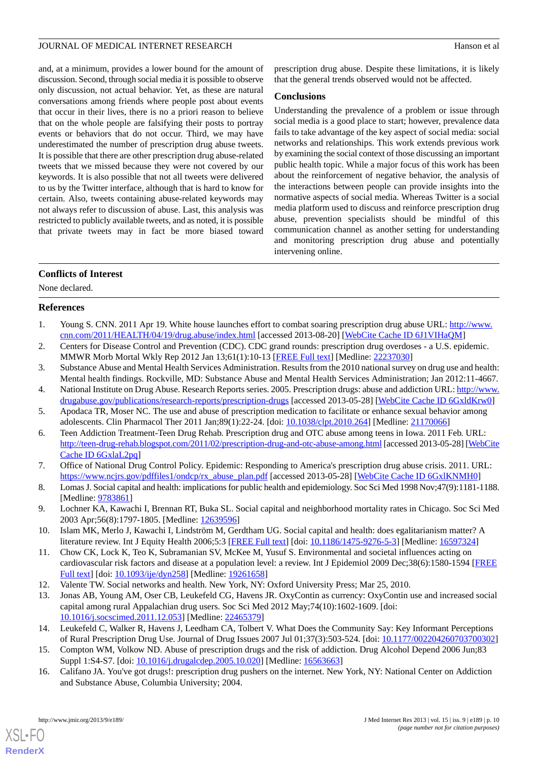and, at a minimum, provides a lower bound for the amount of discussion. Second, through social media it is possible to observe only discussion, not actual behavior. Yet, as these are natural conversations among friends where people post about events that occur in their lives, there is no a priori reason to believe that on the whole people are falsifying their posts to portray events or behaviors that do not occur. Third, we may have underestimated the number of prescription drug abuse tweets. It is possible that there are other prescription drug abuse-related tweets that we missed because they were not covered by our keywords. It is also possible that not all tweets were delivered to us by the Twitter interface, although that is hard to know for certain. Also, tweets containing abuse-related keywords may not always refer to discussion of abuse. Last, this analysis was restricted to publicly available tweets, and as noted, it is possible that private tweets may in fact be more biased toward prescription drug abuse. Despite these limitations, it is likely that the general trends observed would not be affected.

## Conclusions

Understanding the prevalence of a problem or issue through social media is a good place to start; however, prevalence data fails to take advantage of the key aspect of social media: social networks and relationships. This work extends previous work by examining the social context of those discussing an important public health topic. While a major focus of this work has been about the reinforcement of negative behavior, the analysis of the interactions between people can provide insights into the normative aspects of social media. Whereas Twitter is a social media platform used to discuss and reinforce prescription drug abuse, prevention specialists should be mindful of this communication channel as another setting for understanding and monitoring prescription drug abuse and potentially intervening online.

## Conflicts of Interest

None declared.

## References

1. Young S. CNN. 2011 Apr 19. White house launches effort to combat soaring prescription drug abuse URL: http://www.cnn.com/2011/HEALTH/04/19/drug.abuse/index.html [accessed 2013-08-20] [WebCite Cache ID 6J1VIHaQM]
2. Centers for Disease Control and Prevention (CDC). CDC grand rounds: prescription drug overdoses - a U.S. epidemic. MMWR Morb Mortal Wkly Rep 2012 Jan 13;61(1):10-13 [FREE Full text] [Medline: 22237030]
3. Substance Abuse and Mental Health Services Administration. Results from the 2010 national survey on drug use and health: Mental health findings. Rockville, MD: Substance Abuse and Mental Health Services Administration; Jan 2012:11-4667.
4. National Institute on Drug Abuse. Research Reports series. 2005. Prescription drugs: abuse and addiction URL: http://www.drugabuse.gov/publications/research-reports/prescription-drugs [accessed 2013-05-28] [WebCite Cache ID 6GxldKrw0]
5. Apodaca TR, Moser NC. The use and abuse of prescription medication to facilitate or enhance sexual behavior among adolescents. Clin Pharmacol Ther 2011 Jan;89(1):22-24. [doi: 10.1038/clpt.2010.264] [Medline: 21170066]
6. Teen Addiction Treatment-Teen Drug Rehab. Prescription drug and OTC abuse among teens in Iowa. 2011 Feb. URL: http://teen-drug-rehab.blogspot.com/2011/02/prescription-drug-and-otc-abuse-among.html [accessed 2013-05-28] [WebCite Cache ID 6GxlaL2pq]
7. Office of National Drug Control Policy. Epidemic: Responding to America's prescription drug abuse crisis. 2011. URL: https://www.ncjrs.gov/pdffiles1/ondcp/rx_abuse_plan.pdf [accessed 2013-05-28] [WebCite Cache ID 6GxlKNMH0]
8. Lomas J. Social capital and health: implications for public health and epidemiology. Soc Sci Med 1998 Nov;47(9):1181-1188. [Medline: 9783861]
9. Lochner KA, Kawachi I, Brennan RT, Buka SL. Social capital and neighborhood mortality rates in Chicago. Soc Sci Med 2003 Apr;56(8):1797-1805. [Medline: 12639596]
10. Islam MK, Merlo J, Kawachi I, Lindström M, Gerdtham UG. Social capital and health: does egalitarianism matter? A literature review. Int J Equity Health 2006;5:3 [FREE Full text] [doi: 10.1186/1475-9276-5-3] [Medline: 16597324]
11. Chow CK, Lock K, Teo K, Subramanian SV, McKee M, Yusuf S. Environmental and societal influences acting on cardiovascular risk factors and disease at a population level: a review. Int J Epidemiol 2009 Dec;38(6):1580-1594 [FREE Full text] [doi: 10.1093/ije/dyn258] [Medline: 19261658]
12. Valente TW. Social networks and health. New York, NY: Oxford University Press; Mar 25, 2010.
13. Jonas AB, Young AM, Oser CB, Leukefeld CG, Havens JR. OxyContin as currency: OxyContin use and increased social capital among rural Appalachian drug users. Soc Sci Med 2012 May;74(10):1602-1609. [doi: 10.1016/j.socscimed.2011.12.053] [Medline: 22465379]
14. Leukefeld C, Walker R, Havens J, Leedham CA, Tolbert V. What Does the Community Say: Key Informant Perceptions of Rural Prescription Drug Use. Journal of Drug Issues 2007 Jul 01;37(3):503-524. [doi: 10.1177/002204260703700302]
15. Compton WM, Volkow ND. Abuse of prescription drugs and the risk of addiction. Drug Alcohol Depend 2006 Jun;83 Suppl 1:S4-S7. [doi: 10.1016/j.drugalcdep.2005.10.020] [Medline: 16563663]
16. Califano JA. You've got drugs!: prescription drug pushers on the internet. New York, NY: National Center on Addiction and Substance Abuse, Columbia University; 2004.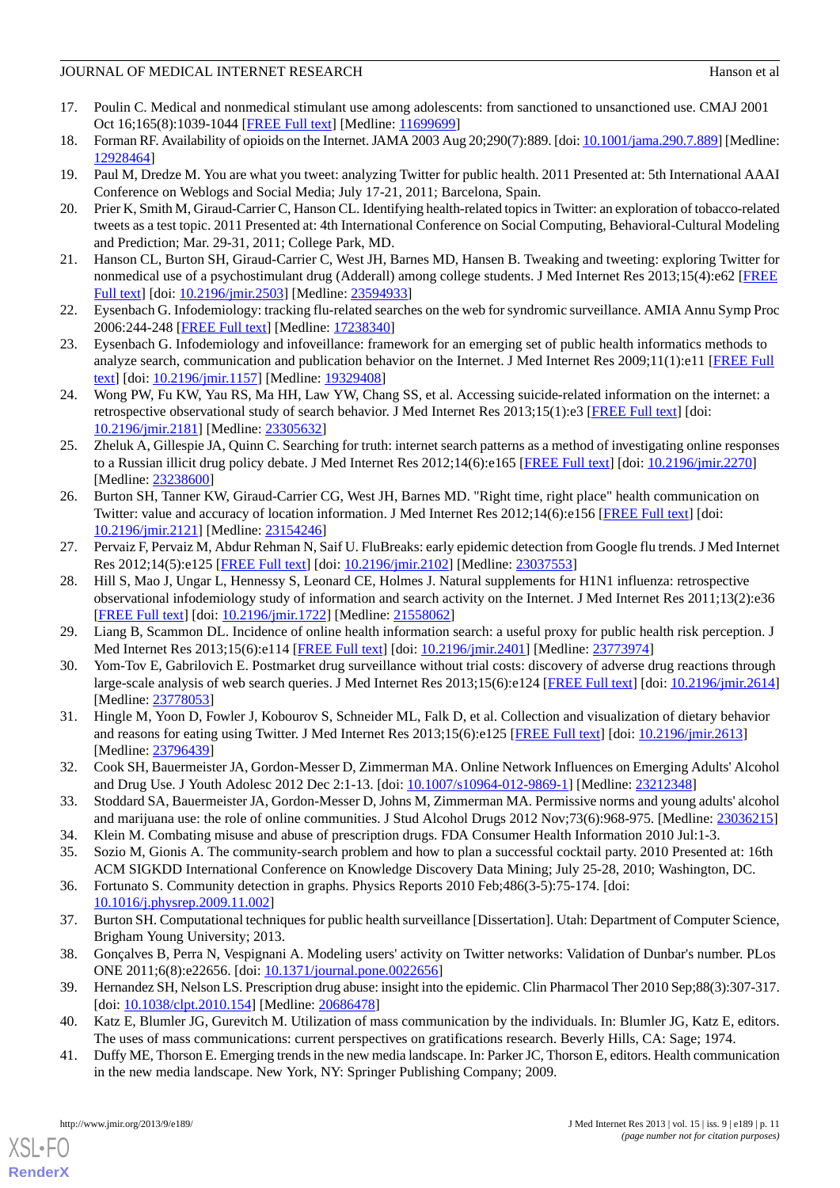17. Poulin C. Medical and nonmedical stimulant use among adolescents: from sanctioned to unsanctioned use. CMAJ 2001 Oct 16;165(8):1039-1044 [FREE Full text] [Medline: 11699699]
18. Forman RF. Availability of opioids on the Internet. JAMA 2003 Aug 20;290(7):889. [doi: 10.1001/jama.290.7.889] [Medline: 12928464]
19. Paul M, Dredze M. You are what you tweet: analyzing Twitter for public health. 2011 Presented at: 5th International AAAI Conference on Weblogs and Social Media; July 17-21, 2011; Barcelona, Spain.
20. Prier K, Smith M, Giraud-Carrier C, Hanson CL. Identifying health-related topics in Twitter: an exploration of tobacco-related tweets as a test topic. 2011 Presented at: 4th International Conference on Social Computing, Behavioral-Cultural Modeling and Prediction; Mar. 29-31, 2011; College Park, MD.
21. Hanson CL, Burton SH, Giraud-Carrier C, West JH, Barnes MD, Hansen B. Tweaking and tweeting: exploring Twitter for nonmedical use of a psychostimulant drug (Adderall) among college students. J Med Internet Res 2013;15(4):e62 [FREE Full text] [doi: 10.2196/jmir.2503] [Medline: 23594933]
22. Eysenbach G. Infodemiology: tracking flu-related searches on the web for syndromic surveillance. AMIA Annu Symp Proc 2006:244-248 [FREE Full text] [Medline: 17238340]
23. Eysenbach G. Infodemiology and infoveillance: framework for an emerging set of public health informatics methods to analyze search, communication and publication behavior on the Internet. J Med Internet Res 2009;11(1):e11 [FREE Full text] [doi: 10.2196/jmir.1157] [Medline: 19329408]
24. Wong PW, Fu KW, Yau RS, Ma HH, Law YW, Chang SS, et al. Accessing suicide-related information on the internet: a retrospective observational study of search behavior. J Med Internet Res 2013;15(1):e3 [FREE Full text] [doi: 10.2196/jmir.2181] [Medline: 23305632]
25. Zheluk A, Gillespie JA, Quinn C. Searching for truth: internet search patterns as a method of investigating online responses to a Russian illicit drug policy debate. J Med Internet Res 2012;14(6):e165 [FREE Full text] [doi: 10.2196/jmir.2270] [Medline: 23238600]
26. Burton SH, Tanner KW, Giraud-Carrier CG, West JH, Barnes MD. "Right time, right place" health communication on Twitter: value and accuracy of location information. J Med Internet Res 2012;14(6):e156 [FREE Full text] [doi: 10.2196/jmir.2121] [Medline: 23154246]
27. Pervaiz F, Pervaiz M, Abdur Rehman N, Saif U. FluBreaks: early epidemic detection from Google flu trends. J Med Internet Res 2012;14(5):e125 [FREE Full text] [doi: 10.2196/jmir.2102] [Medline: 23037553]
28. Hill S, Mao J, Ungar L, Hennessy S, Leonard CE, Holmes J. Natural supplements for H1N1 influenza: retrospective observational infodemiology study of information and search activity on the Internet. J Med Internet Res 2011;13(2):e36 [FREE Full text] [doi: 10.2196/jmir.1722] [Medline: 21558062]
29. Liang B, Scammon DL. Incidence of online health information search: a useful proxy for public health risk perception. J Med Internet Res 2013;15(6):e114 [FREE Full text] [doi: 10.2196/jmir.2401] [Medline: 23773974]
30. Yom-Tov E, Gabrilovich E. Postmarket drug surveillance without trial costs: discovery of adverse drug reactions through large-scale analysis of web search queries. J Med Internet Res 2013;15(6):e124 [FREE Full text] [doi: 10.2196/jmir.2614] [Medline: 23778053]
31. Hingle M, Yoon D, Fowler J, Kobourov S, Schneider ML, Falk D, et al. Collection and visualization of dietary behavior and reasons for eating using Twitter. J Med Internet Res 2013;15(6):e125 [FREE Full text] [doi: 10.2196/jmir.2613] [Medline: 23796439]
32. Cook SH, Bauermeister JA, Gordon-Messer D, Zimmerman MA. Online Network Influences on Emerging Adults' Alcohol and Drug Use. J Youth Adolesc 2012 Dec 2:1-13. [doi: 10.1007/s10964-012-9869-1] [Medline: 23212348]
33. Stoddard SA, Bauermeister JA, Gordon-Messer D, Johns M, Zimmerman MA. Permissive norms and young adults' alcohol and marijuana use: the role of online communities. J Stud Alcohol Drugs 2012 Nov;73(6):968-975. [Medline: 23036215]
34. Klein M. Combating misuse and abuse of prescription drugs. FDA Consumer Health Information 2010 Jul:1-3.
35. Sozio M, Gionis A. The community-search problem and how to plan a successful cocktail party. 2010 Presented at: 16th ACM SIGKDD International Conference on Knowledge Discovery Data Mining; July 25-28, 2010; Washington, DC.
36. Fortunato S. Community detection in graphs. Physics Reports 2010 Feb;486(3-5):75-174. [doi: 10.1016/j.physrep.2009.11.002]
37. Burton SH. Computational techniques for public health surveillance [Dissertation]. Utah: Department of Computer Science, Brigham Young University; 2013.
38. Gonçalves B, Perra N, Vespignani A. Modeling users' activity on Twitter networks: Validation of Dunbar's number. PLoS ONE 2011;6(8):e22656. [doi: 10.1371/journal.pone.0022656]
39. Hernandez SH, Nelson LS. Prescription drug abuse: insight into the epidemic. Clin Pharmacol Ther 2010 Sep;88(3):307-317. [doi: 10.1038/clpt.2010.154] [Medline: 20686478]
40. Katz E, Blumler JG, Gurevitch M. Utilization of mass communication by the individuals. In: Blumler JG, Katz E, editors. The uses of mass communications: current perspectives on gratifications research. Beverly Hills, CA: Sage; 1974.
41. Duffy ME, Thorson E. Emerging trends in the new media landscape. In: Parker JC, Thorson E, editors. Health communication in the new media landscape. New York, NY: Springer Publishing Company; 2009.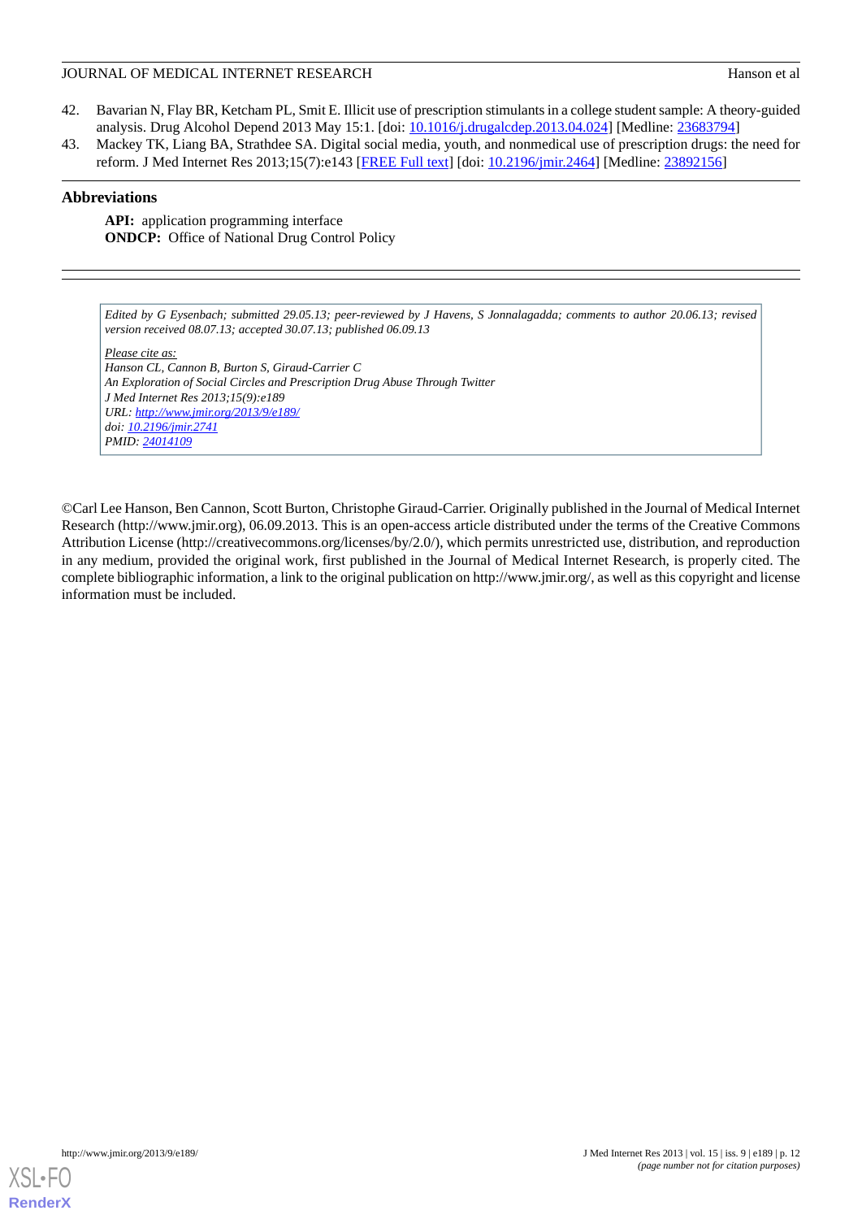42. Bavarian N, Flay BR, Ketcham PL, Smit E. Illicit use of prescription stimulants in a college student sample: A theory-guided analysis. Drug Alcohol Depend 2013 May 15:1. [doi: 10.1016/j.drugalcdep.2013.04.024] [Medline: 23683794]
43. Mackey TK, Liang BA, Strathdee SA. Digital social media, youth, and nonmedical use of prescription drugs: the need for reform. J Med Internet Res 2013;15(7):e143 [FREE Full text] [doi: 10.2196/jmir.2464] [Medline: 23892156]

## Abbreviations

**API:** application programming interface
**ONDCP:** Office of National Drug Control Policy

*Edited by G Eysenbach; submitted 29.05.13; peer-reviewed by J Havens, S Jonnalagadda; comments to author 20.06.13; revised version received 08.07.13; accepted 30.07.13; published 06.09.13*

*Please cite as:*
*Hanson CL, Cannon B, Burton S, Giraud-Carrier C*
*An Exploration of Social Circles and Prescription Drug Abuse Through Twitter*
*J Med Internet Res 2013;15(9):e189*
*URL: http://www.jmir.org/2013/9/e189/*
*doi: 10.2196/jmir.2741*
*PMID: 24014109*

©Carl Lee Hanson, Ben Cannon, Scott Burton, Christophe Giraud-Carrier. Originally published in the Journal of Medical Internet Research (http://www.jmir.org), 06.09.2013. This is an open-access article distributed under the terms of the Creative Commons Attribution License (http://creativecommons.org/licenses/by/2.0/), which permits unrestricted use, distribution, and reproduction in any medium, provided the original work, first published in the Journal of Medical Internet Research, is properly cited. The complete bibliographic information, a link to the original publication on http://www.jmir.org/, as well as this copyright and license information must be included.